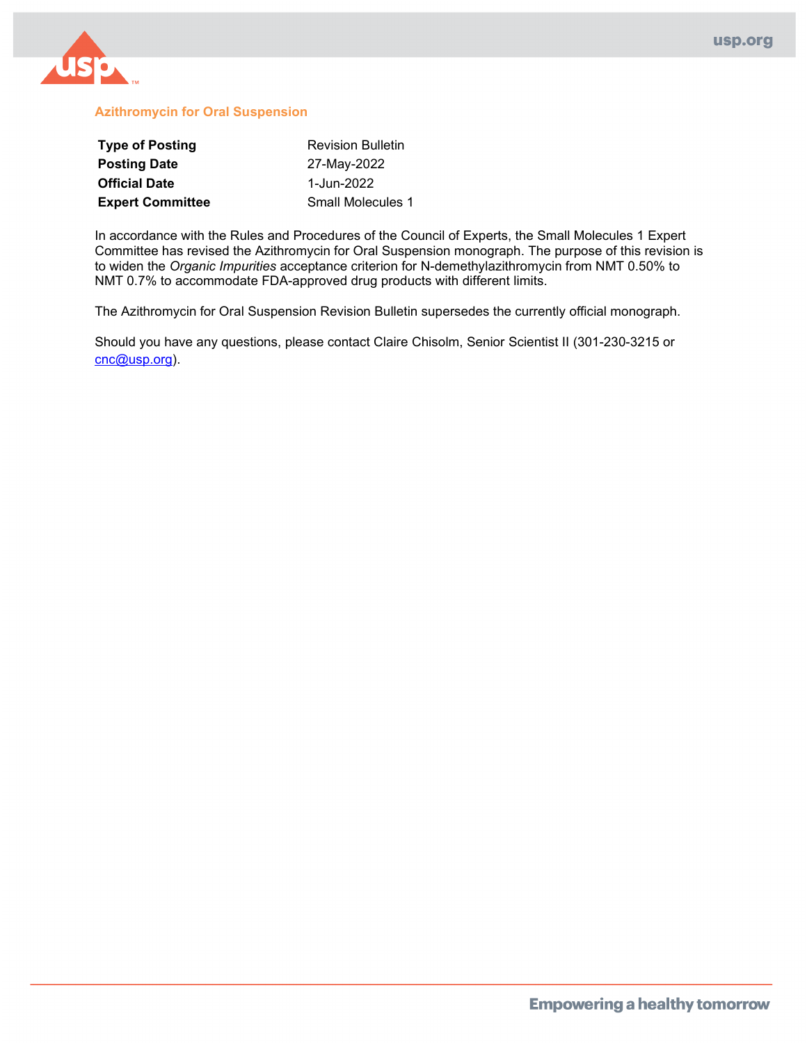# Azithromycin for Oral Suspension

| | |
|---|---|
| **Type of Posting** | Revision Bulletin |
| **Posting Date** | 27-May-2022 |
| **Official Date** | 1-Jun-2022 |
| **Expert Committee** | Small Molecules 1 |

In accordance with the Rules and Procedures of the Council of Experts, the Small Molecules 1 Expert Committee has revised the Azithromycin for Oral Suspension monograph. The purpose of this revision is to widen the *Organic Impurities* acceptance criterion for N-demethylazithromycin from NMT 0.50% to NMT 0.7% to accommodate FDA-approved drug products with different limits.

The Azithromycin for Oral Suspension Revision Bulletin supersedes the currently official monograph.

Should you have any questions, please contact Claire Chisolm, Senior Scientist II (301-230-3215 or cnc@usp.org).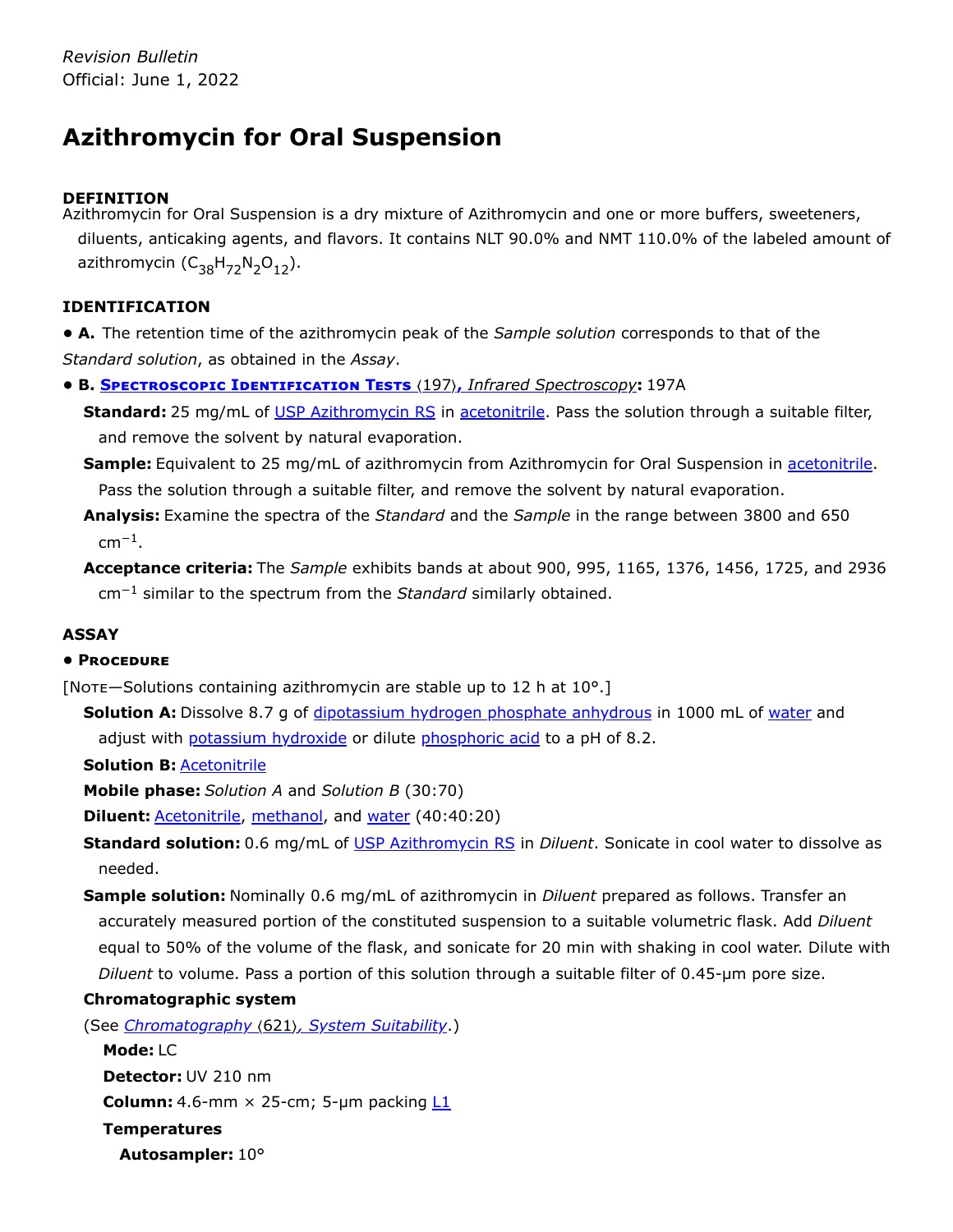*Revision Bulletin*
Official: June 1, 2022

# Azithromycin for Oral Suspension

## DEFINITION

Azithromycin for Oral Suspension is a dry mixture of Azithromycin and one or more buffers, sweeteners, diluents, anticaking agents, and flavors. It contains NLT 90.0% and NMT 110.0% of the labeled amount of azithromycin ($C_{38}H_{72}N_2O_{12}$).

## IDENTIFICATION

- **A.** The retention time of the azithromycin peak of the *Sample solution* corresponds to that of the *Standard solution*, as obtained in the *Assay*.
- **B. Spectroscopic Identification Tests** ⟨197⟩, *Infrared Spectroscopy*: 197A

  **Standard:** 25 mg/mL of USP Azithromycin RS in acetonitrile. Pass the solution through a suitable filter, and remove the solvent by natural evaporation.

  **Sample:** Equivalent to 25 mg/mL of azithromycin from Azithromycin for Oral Suspension in acetonitrile. Pass the solution through a suitable filter, and remove the solvent by natural evaporation.

  **Analysis:** Examine the spectra of the *Standard* and the *Sample* in the range between 3800 and 650 $cm^{-1}$.

  **Acceptance criteria:** The *Sample* exhibits bands at about 900, 995, 1165, 1376, 1456, 1725, and 2936 $cm^{-1}$ similar to the spectrum from the *Standard* similarly obtained.

## ASSAY

- **Procedure**

[Note—Solutions containing azithromycin are stable up to 12 h at 10°.]

**Solution A:** Dissolve 8.7 g of dipotassium hydrogen phosphate anhydrous in 1000 mL of water and adjust with potassium hydroxide or dilute phosphoric acid to a pH of 8.2.

**Solution B:** Acetonitrile

**Mobile phase:** *Solution A* and *Solution B* (30:70)

**Diluent:** Acetonitrile, methanol, and water (40:40:20)

**Standard solution:** 0.6 mg/mL of USP Azithromycin RS in *Diluent*. Sonicate in cool water to dissolve as needed.

**Sample solution:** Nominally 0.6 mg/mL of azithromycin in *Diluent* prepared as follows. Transfer an accurately measured portion of the constituted suspension to a suitable volumetric flask. Add *Diluent* equal to 50% of the volume of the flask, and sonicate for 20 min with shaking in cool water. Dilute with *Diluent* to volume. Pass a portion of this solution through a suitable filter of 0.45-µm pore size.

**Chromatographic system**

(See *Chromatography* ⟨621⟩, *System Suitability*.)

**Mode:** LC

**Detector:** UV 210 nm

**Column:** 4.6-mm × 25-cm; 5-µm packing L1

**Temperatures**

**Autosampler:** 10°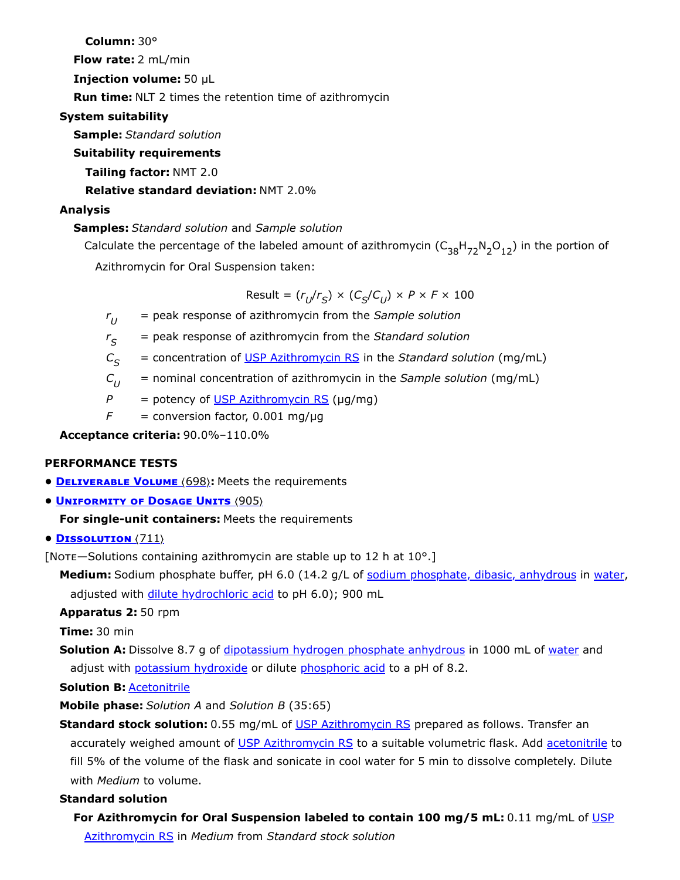**Column:** 30°

**Flow rate:** 2 mL/min

**Injection volume:** 50 µL

**Run time:** NLT 2 times the retention time of azithromycin

**System suitability**

**Sample:** *Standard solution*

**Suitability requirements**

**Tailing factor:** NMT 2.0

**Relative standard deviation:** NMT 2.0%

**Analysis**

**Samples:** *Standard solution* and *Sample solution*

Calculate the percentage of the labeled amount of azithromycin ($C_{38}H_{72}N_2O_{12}$) in the portion of Azithromycin for Oral Suspension taken:

$$\text{Result} = (r_U/r_S) \times (C_S/C_U) \times P \times F \times 100$$

- $r_U$ = peak response of azithromycin from the *Sample solution*
- $r_S$ = peak response of azithromycin from the *Standard solution*
- $C_S$ = concentration of USP Azithromycin RS in the *Standard solution* (mg/mL)
- $C_U$ = nominal concentration of azithromycin in the *Sample solution* (mg/mL)
- $P$ = potency of USP Azithromycin RS (µg/mg)
- $F$ = conversion factor, 0.001 mg/µg

**Acceptance criteria:** 90.0%–110.0%

## PERFORMANCE TESTS

- **Deliverable Volume ⟨698⟩:** Meets the requirements
- **Uniformity of Dosage Units ⟨905⟩**

  **For single-unit containers:** Meets the requirements
- **Dissolution ⟨711⟩**

[Note—Solutions containing azithromycin are stable up to 12 h at 10°.]

**Medium:** Sodium phosphate buffer, pH 6.0 (14.2 g/L of sodium phosphate, dibasic, anhydrous in water, adjusted with dilute hydrochloric acid to pH 6.0); 900 mL

**Apparatus 2:** 50 rpm

**Time:** 30 min

**Solution A:** Dissolve 8.7 g of dipotassium hydrogen phosphate anhydrous in 1000 mL of water and adjust with potassium hydroxide or dilute phosphoric acid to a pH of 8.2.

**Solution B:** Acetonitrile

**Mobile phase:** *Solution A* and *Solution B* (35:65)

**Standard stock solution:** 0.55 mg/mL of USP Azithromycin RS prepared as follows. Transfer an accurately weighed amount of USP Azithromycin RS to a suitable volumetric flask. Add acetonitrile to fill 5% of the volume of the flask and sonicate in cool water for 5 min to dissolve completely. Dilute with *Medium* to volume.

**Standard solution**

**For Azithromycin for Oral Suspension labeled to contain 100 mg/5 mL:** 0.11 mg/mL of USP Azithromycin RS in *Medium* from *Standard stock solution*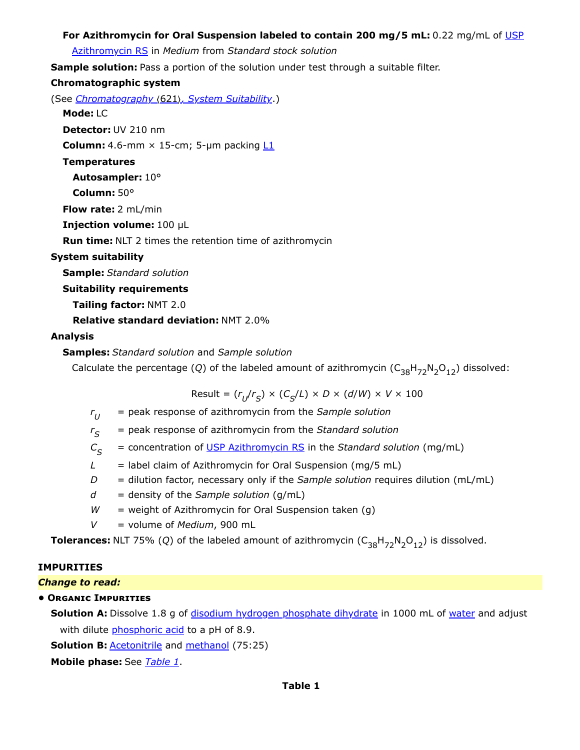**For Azithromycin for Oral Suspension labeled to contain 200 mg/5 mL:** 0.22 mg/mL of USP Azithromycin RS in *Medium* from *Standard stock solution*

**Sample solution:** Pass a portion of the solution under test through a suitable filter.

**Chromatographic system**

(See *Chromatography* ⟨621⟩*, System Suitability*.)

**Mode:** LC

**Detector:** UV 210 nm

**Column:** 4.6-mm × 15-cm; 5-µm packing L1

**Temperatures**

**Autosampler:** 10°

**Column:** 50°

**Flow rate:** 2 mL/min

**Injection volume:** 100 µL

**Run time:** NLT 2 times the retention time of azithromycin

**System suitability**

**Sample:** *Standard solution*

**Suitability requirements**

**Tailing factor:** NMT 2.0

**Relative standard deviation:** NMT 2.0%

**Analysis**

**Samples:** *Standard solution* and *Sample solution*

Calculate the percentage ($Q$) of the labeled amount of azithromycin ($C_{38}H_{72}N_2O_{12}$) dissolved:

$$\text{Result} = (r_U/r_S) \times (C_S/L) \times D \times (d/W) \times V \times 100$$

$r_U$ = peak response of azithromycin from the *Sample solution*

$r_S$ = peak response of azithromycin from the *Standard solution*

$C_S$ = concentration of USP Azithromycin RS in the *Standard solution* (mg/mL)

$L$ = label claim of Azithromycin for Oral Suspension (mg/5 mL)

$D$ = dilution factor, necessary only if the *Sample solution* requires dilution (mL/mL)

$d$ = density of the *Sample solution* (g/mL)

$W$ = weight of Azithromycin for Oral Suspension taken (g)

$V$ = volume of *Medium*, 900 mL

**Tolerances:** NLT 75% ($Q$) of the labeled amount of azithromycin ($C_{38}H_{72}N_2O_{12}$) is dissolved.

## IMPURITIES

*Change to read:*

- **Organic Impurities**

**Solution A:** Dissolve 1.8 g of disodium hydrogen phosphate dihydrate in 1000 mL of water and adjust with dilute phosphoric acid to a pH of 8.9.

**Solution B:** Acetonitrile and methanol (75:25)

**Mobile phase:** See *Table 1*.

**Table 1**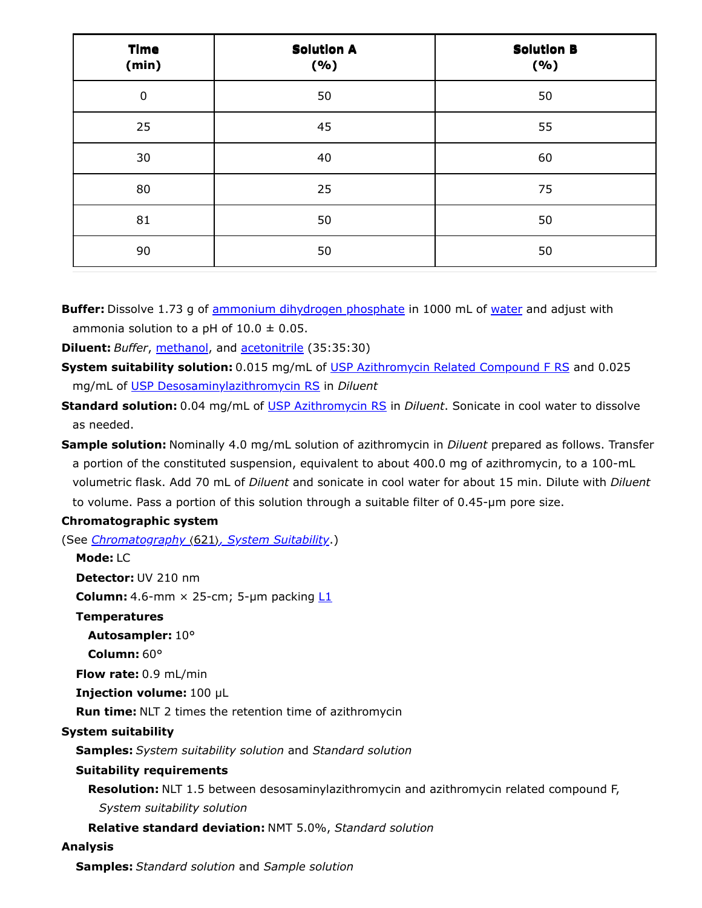| Time (min) | Solution A (%) | Solution B (%) |
|---|---|---|
| 0 | 50 | 50 |
| 25 | 45 | 55 |
| 30 | 40 | 60 |
| 80 | 25 | 75 |
| 81 | 50 | 50 |
| 90 | 50 | 50 |

**Buffer:** Dissolve 1.73 g of ammonium dihydrogen phosphate in 1000 mL of water and adjust with ammonia solution to a pH of 10.0 ± 0.05.

**Diluent:** *Buffer*, methanol, and acetonitrile (35:35:30)

**System suitability solution:** 0.015 mg/mL of USP Azithromycin Related Compound F RS and 0.025 mg/mL of USP Desosaminylazithromycin RS in *Diluent*

**Standard solution:** 0.04 mg/mL of USP Azithromycin RS in *Diluent*. Sonicate in cool water to dissolve as needed.

**Sample solution:** Nominally 4.0 mg/mL solution of azithromycin in *Diluent* prepared as follows. Transfer a portion of the constituted suspension, equivalent to about 400.0 mg of azithromycin, to a 100-mL volumetric flask. Add 70 mL of *Diluent* and sonicate in cool water for about 15 min. Dilute with *Diluent* to volume. Pass a portion of this solution through a suitable filter of 0.45-µm pore size.

**Chromatographic system**

(See *Chromatography* ⟨621⟩*, System Suitability*.)

**Mode:** LC

**Detector:** UV 210 nm

**Column:** 4.6-mm × 25-cm; 5-µm packing L1

**Temperatures**

**Autosampler:** 10°

**Column:** 60°

**Flow rate:** 0.9 mL/min

**Injection volume:** 100 µL

**Run time:** NLT 2 times the retention time of azithromycin

**System suitability**

**Samples:** *System suitability solution* and *Standard solution*

**Suitability requirements**

**Resolution:** NLT 1.5 between desosaminylazithromycin and azithromycin related compound F, *System suitability solution*

**Relative standard deviation:** NMT 5.0%, *Standard solution*

**Analysis**

**Samples:** *Standard solution* and *Sample solution*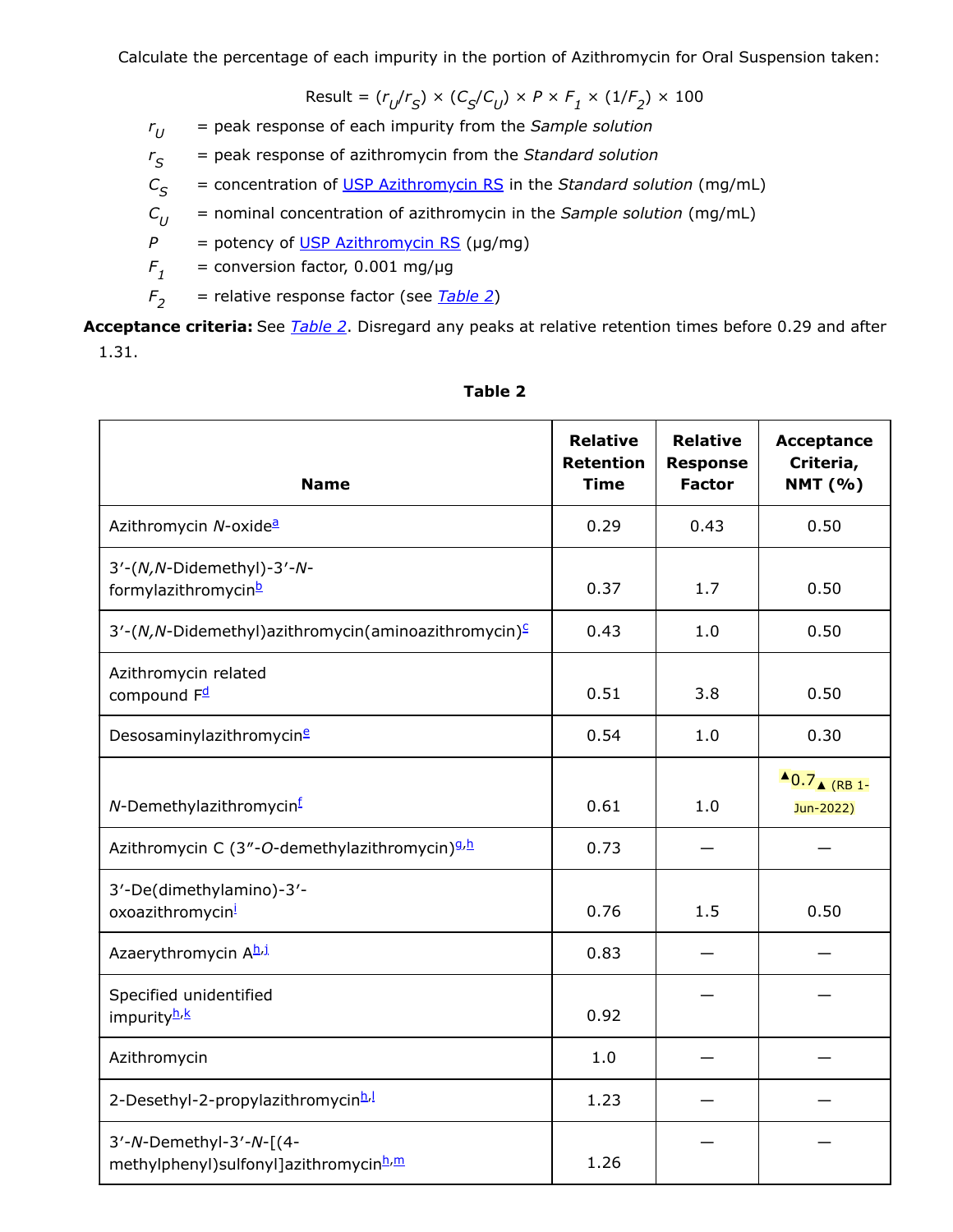Calculate the percentage of each impurity in the portion of Azithromycin for Oral Suspension taken:

$$\text{Result} = (r_U/r_S) \times (C_S/C_U) \times P \times F_1 \times (1/F_2) \times 100$$

- $r_U$ = peak response of each impurity from the *Sample solution*
- $r_S$ = peak response of azithromycin from the *Standard solution*
- $C_S$ = concentration of USP Azithromycin RS in the *Standard solution* (mg/mL)
- $C_U$ = nominal concentration of azithromycin in the *Sample solution* (mg/mL)
- $P$ = potency of USP Azithromycin RS (µg/mg)
- $F_1$ = conversion factor, 0.001 mg/µg
- $F_2$ = relative response factor (see *Table 2*)

**Acceptance criteria:** See *Table 2*. Disregard any peaks at relative retention times before 0.29 and after 1.31.

**Table 2**

| Name | Relative Retention Time | Relative Response Factor | Acceptance Criteria, NMT (%) |
|---|---|---|---|
| Azithromycin *N*-oxide[a] | 0.29 | 0.43 | 0.50 |
| 3′-(*N,N*-Didemethyl)-3′-*N*-formylazithromycin[b] | 0.37 | 1.7 | 0.50 |
| 3′-(*N,N*-Didemethyl)azithromycin(aminoazithromycin)[c] | 0.43 | 1.0 | 0.50 |
| Azithromycin related compound F[d] | 0.51 | 3.8 | 0.50 |
| Desosaminylazithromycin[e] | 0.54 | 1.0 | 0.30 |
| *N*-Demethylazithromycin[f] | 0.61 | 1.0 | ▲0.7▲ (RB 1-Jun-2022) |
| Azithromycin C (3″-*O*-demethylazithromycin)[g,h] | 0.73 | — | — |
| 3′-De(dimethylamino)-3′-oxoazithromycin[i] | 0.76 | 1.5 | 0.50 |
| Azaerythromycin A[h,j] | 0.83 | — | — |
| Specified unidentified impurity[h,k] | 0.92 | — | — |
| Azithromycin | 1.0 | — | — |
| 2-Desethyl-2-propylazithromycin[h,l] | 1.23 | — | — |
| 3′-*N*-Demethyl-3′-*N*-[(4-methylphenyl)sulfonyl]azithromycin[h,m] | 1.26 | — | — |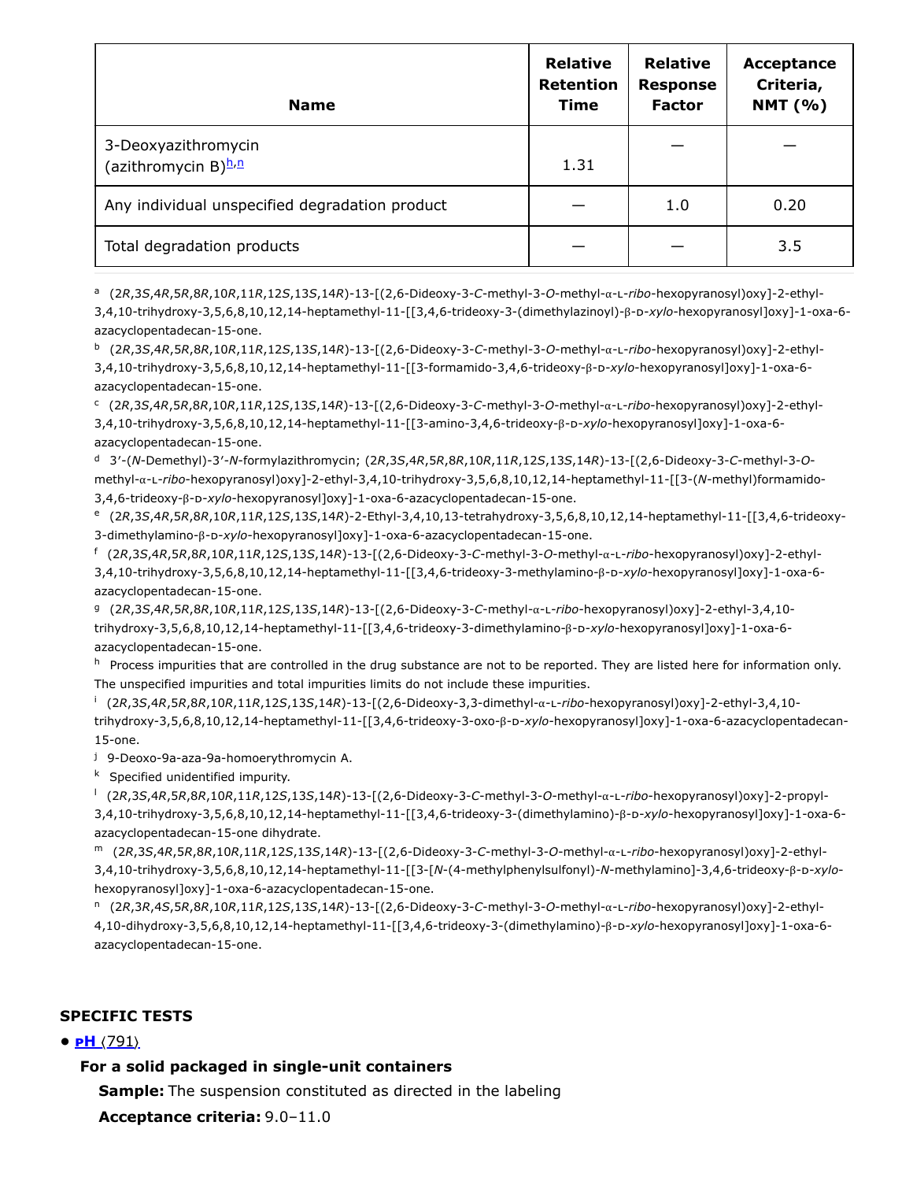| Name | Relative Retention Time | Relative Response Factor | Acceptance Criteria, NMT (%) |
|---|---|---|---|
| 3-Deoxyazithromycin (azithromycin B)[h,n] | 1.31 | — | — |
| Any individual unspecified degradation product | — | 1.0 | 0.20 |
| Total degradation products | — | — | 3.5 |

[a] (2*R*,3*S*,4*R*,5*R*,8*R*,10*R*,11*R*,12*S*,13*S*,14*R*)-13-[(2,6-Dideoxy-3-*C*-methyl-3-*O*-methyl-α-L-*ribo*-hexopyranosyl)oxy]-2-ethyl-3,4,10-trihydroxy-3,5,6,8,10,12,14-heptamethyl-11-[[3,4,6-trideoxy-3-(dimethylazinoyl)-β-D-*xylo*-hexopyranosyl]oxy]-1-oxa-6-azacyclopentadecan-15-one.

[b] (2*R*,3*S*,4*R*,5*R*,8*R*,10*R*,11*R*,12*S*,13*S*,14*R*)-13-[(2,6-Dideoxy-3-*C*-methyl-3-*O*-methyl-α-L-*ribo*-hexopyranosyl)oxy]-2-ethyl-3,4,10-trihydroxy-3,5,6,8,10,12,14-heptamethyl-11-[[3-formamido-3,4,6-trideoxy-β-D-*xylo*-hexopyranosyl]oxy]-1-oxa-6-azacyclopentadecan-15-one.

[c] (2*R*,3*S*,4*R*,5*R*,8*R*,10*R*,11*R*,12*S*,13*S*,14*R*)-13-[(2,6-Dideoxy-3-*C*-methyl-3-*O*-methyl-α-L-*ribo*-hexopyranosyl)oxy]-2-ethyl-3,4,10-trihydroxy-3,5,6,8,10,12,14-heptamethyl-11-[[3-amino-3,4,6-trideoxy-β-D-*xylo*-hexopyranosyl]oxy]-1-oxa-6-azacyclopentadecan-15-one.

[d] 3′-(*N*-Demethyl)-3′-*N*-formylazithromycin; (2*R*,3*S*,4*R*,5*R*,8*R*,10*R*,11*R*,12*S*,13*S*,14*R*)-13-[(2,6-Dideoxy-3-*C*-methyl-3-*O*-methyl-α-L-*ribo*-hexopyranosyl)oxy]-2-ethyl-3,4,10-trihydroxy-3,5,6,8,10,12,14-heptamethyl-11-[[3-(*N*-methyl)formamido-3,4,6-trideoxy-β-D-*xylo*-hexopyranosyl]oxy]-1-oxa-6-azacyclopentadecan-15-one.

[e] (2*R*,3*S*,4*R*,5*R*,8*R*,10*R*,11*R*,12*S*,13*S*,14*R*)-2-Ethyl-3,4,10,13-tetrahydroxy-3,5,6,8,10,12,14-heptamethyl-11-[[3,4,6-trideoxy-3-dimethylamino-β-D-*xylo*-hexopyranosyl]oxy]-1-oxa-6-azacyclopentadecan-15-one.

[f] (2*R*,3*S*,4*R*,5*R*,8*R*,10*R*,11*R*,12*S*,13*S*,14*R*)-13-[(2,6-Dideoxy-3-*C*-methyl-3-*O*-methyl-α-L-*ribo*-hexopyranosyl)oxy]-2-ethyl-3,4,10-trihydroxy-3,5,6,8,10,12,14-heptamethyl-11-[[3,4,6-trideoxy-3-methylamino-β-D-*xylo*-hexopyranosyl]oxy]-1-oxa-6-azacyclopentadecan-15-one.

[g] (2*R*,3*S*,4*R*,5*R*,8*R*,10*R*,11*R*,12*S*,13*S*,14*R*)-13-[(2,6-Dideoxy-3-*C*-methyl-α-L-*ribo*-hexopyranosyl)oxy]-2-ethyl-3,4,10-trihydroxy-3,5,6,8,10,12,14-heptamethyl-11-[[3,4,6-trideoxy-3-dimethylamino-β-D-*xylo*-hexopyranosyl]oxy]-1-oxa-6-azacyclopentadecan-15-one.

[h] Process impurities that are controlled in the drug substance are not to be reported. They are listed here for information only. The unspecified impurities and total impurities limits do not include these impurities.

[i] (2*R*,3*S*,4*R*,5*R*,8*R*,10*R*,11*R*,12*S*,13*S*,14*R*)-13-[(2,6-Dideoxy-3,3-dimethyl-α-L-*ribo*-hexopyranosyl)oxy]-2-ethyl-3,4,10-trihydroxy-3,5,6,8,10,12,14-heptamethyl-11-[[3,4,6-trideoxy-3-oxo-β-D-*xylo*-hexopyranosyl]oxy]-1-oxa-6-azacyclopentadecan-15-one.

[j] 9-Deoxo-9a-aza-9a-homoerythromycin A.

[k] Specified unidentified impurity.

[l] (2*R*,3*S*,4*R*,5*R*,8*R*,10*R*,11*R*,12*S*,13*S*,14*R*)-13-[(2,6-Dideoxy-3-*C*-methyl-3-*O*-methyl-α-L-*ribo*-hexopyranosyl)oxy]-2-propyl-3,4,10-trihydroxy-3,5,6,8,10,12,14-heptamethyl-11-[[3,4,6-trideoxy-3-(dimethylamino)-β-D-*xylo*-hexopyranosyl]oxy]-1-oxa-6-azacyclopentadecan-15-one dihydrate.

[m] (2*R*,3*S*,4*R*,5*R*,8*R*,10*R*,11*R*,12*S*,13*S*,14*R*)-13-[(2,6-Dideoxy-3-*C*-methyl-3-*O*-methyl-α-L-*ribo*-hexopyranosyl)oxy]-2-ethyl-3,4,10-trihydroxy-3,5,6,8,10,12,14-heptamethyl-11-[[3-[*N*-(4-methylphenylsulfonyl)-*N*-methylamino]-3,4,6-trideoxy-β-D-*xylo*-hexopyranosyl]oxy]-1-oxa-6-azacyclopentadecan-15-one.

[n] (2*R*,3*R*,4*S*,5*R*,8*R*,10*R*,11*R*,12*S*,13*S*,14*R*)-13-[(2,6-Dideoxy-3-*C*-methyl-3-*O*-methyl-α-L-*ribo*-hexopyranosyl)oxy]-2-ethyl-4,10-dihydroxy-3,5,6,8,10,12,14-heptamethyl-11-[[3,4,6-trideoxy-3-(dimethylamino)-β-D-*xylo*-hexopyranosyl]oxy]-1-oxa-6-azacyclopentadecan-15-one.

## SPECIFIC TESTS

- **pH** ⟨791⟩

  **For a solid packaged in single-unit containers**

  **Sample:** The suspension constituted as directed in the labeling

  **Acceptance criteria:** 9.0–11.0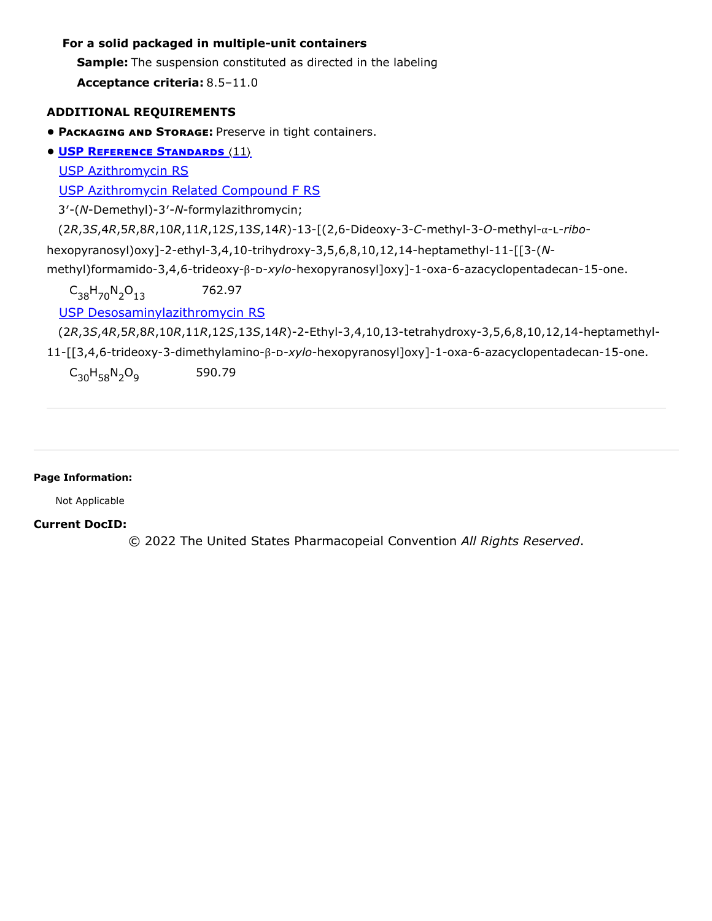**For a solid packaged in multiple-unit containers**

**Sample:** The suspension constituted as directed in the labeling

**Acceptance criteria:** 8.5–11.0

## ADDITIONAL REQUIREMENTS

- **Packaging and Storage:** Preserve in tight containers.
- **USP Reference Standards ⟨11⟩**

USP Azithromycin RS

USP Azithromycin Related Compound F RS

3′-(*N*-Demethyl)-3′-*N*-formylazithromycin;

(2*R*,3*S*,4*R*,5*R*,8*R*,10*R*,11*R*,12*S*,13*S*,14*R*)-13-[(2,6-Dideoxy-3-*C*-methyl-3-*O*-methyl-α-ʟ-*ribo*-hexopyranosyl)oxy]-2-ethyl-3,4,10-trihydroxy-3,5,6,8,10,12,14-heptamethyl-11-[[3-(*N*-methyl)formamido-3,4,6-trideoxy-β-ᴅ-*xylo*-hexopyranosyl]oxy]-1-oxa-6-azacyclopentadecan-15-one.

$C_{38}H_{70}N_2O_{13}$ 762.97

USP Desosaminylazithromycin RS

(2*R*,3*S*,4*R*,5*R*,8*R*,10*R*,11*R*,12*S*,13*S*,14*R*)-2-Ethyl-3,4,10,13-tetrahydroxy-3,5,6,8,10,12,14-heptamethyl-11-[[3,4,6-trideoxy-3-dimethylamino-β-ᴅ-*xylo*-hexopyranosyl]oxy]-1-oxa-6-azacyclopentadecan-15-one.

$C_{30}H_{58}N_2O_9$ 590.79

**Page Information:**

Not Applicable

**Current DocID:**

© 2022 The United States Pharmacopeial Convention *All Rights Reserved*.